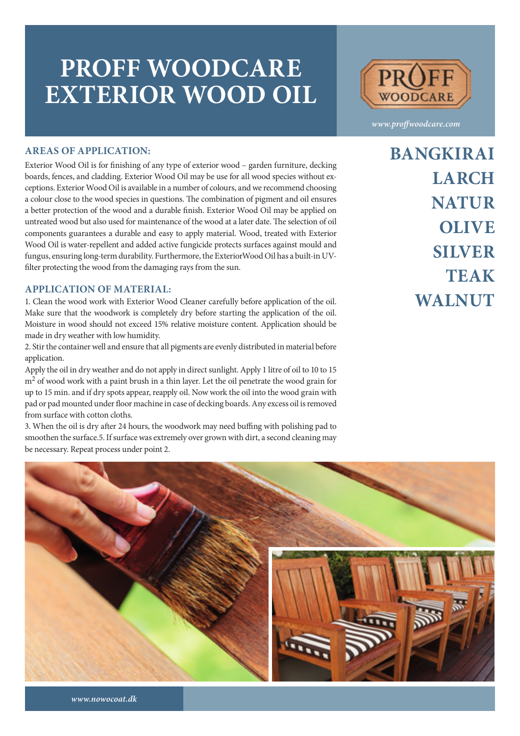# PROFF WOODCARE EXTERIOR WOOD OIL

PROFF WOODCARE

*www.proffwoodcare.com*

## BANGKIRAI
## LARCH
## NATUR
## OLIVE
## SILVER
## TEAK
## WALNUT

### AREAS OF APPLICATION:

Exterior Wood Oil is for finishing of any type of exterior wood – garden furniture, decking boards, fences, and cladding. Exterior Wood Oil may be use for all wood species without exceptions. Exterior Wood Oil is available in a number of colours, and we recommend choosing a colour close to the wood species in questions. The combination of pigment and oil ensures a better protection of the wood and a durable finish. Exterior Wood Oil may be applied on untreated wood but also used for maintenance of the wood at a later date. The selection of oil components guarantees a durable and easy to apply material. Wood, treated with Exterior Wood Oil is water-repellent and added active fungicide protects surfaces against mould and fungus, ensuring long-term durability. Furthermore, the ExteriorWood Oil has a built-in UV-filter protecting the wood from the damaging rays from the sun.

### APPLICATION OF MATERIAL:

1. Clean the wood work with Exterior Wood Cleaner carefully before application of the oil. Make sure that the woodwork is completely dry before starting the application of the oil. Moisture in wood should not exceed 15% relative moisture content. Application should be made in dry weather with low humidity.

2. Stir the container well and ensure that all pigments are evenly distributed in material before application.

Apply the oil in dry weather and do not apply in direct sunlight. Apply 1 litre of oil to 10 to 15 $m^2$ of wood work with a paint brush in a thin layer. Let the oil penetrate the wood grain for up to 15 min. and if dry spots appear, reapply oil. Now work the oil into the wood grain with pad or pad mounted under floor machine in case of decking boards. Any excess oil is removed from surface with cotton cloths.

3. When the oil is dry after 24 hours, the woodwork may need buffing with polishing pad to smoothen the surface.5. If surface was extremely over grown with dirt, a second cleaning may be necessary. Repeat process under point 2.

*www.nowocoat.dk*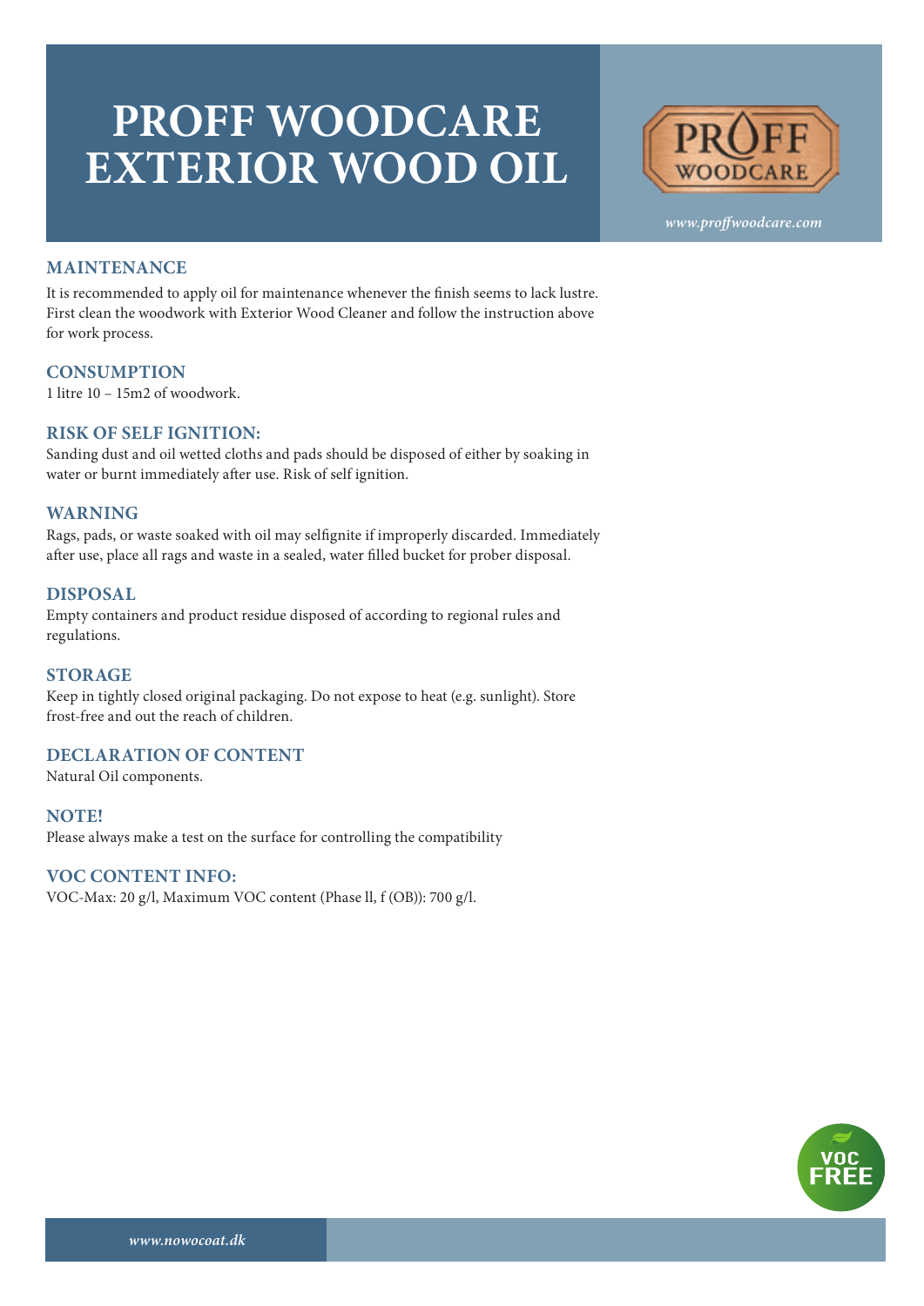# PROFF WOODCARE EXTERIOR WOOD OIL

*www.proffwoodcare.com*

## MAINTENANCE

It is recommended to apply oil for maintenance whenever the finish seems to lack lustre. First clean the woodwork with Exterior Wood Cleaner and follow the instruction above for work process.

## CONSUMPTION

1 litre 10 – 15m2 of woodwork.

## RISK OF SELF IGNITION:

Sanding dust and oil wetted cloths and pads should be disposed of either by soaking in water or burnt immediately after use. Risk of self ignition.

## WARNING

Rags, pads, or waste soaked with oil may selfignite if improperly discarded. Immediately after use, place all rags and waste in a sealed, water filled bucket for prober disposal.

## DISPOSAL

Empty containers and product residue disposed of according to regional rules and regulations.

## STORAGE

Keep in tightly closed original packaging. Do not expose to heat (e.g. sunlight). Store frost-free and out the reach of children.

## DECLARATION OF CONTENT

Natural Oil components.

## NOTE!

Please always make a test on the surface for controlling the compatibility

## VOC CONTENT INFO:

VOC-Max: 20 g/l, Maximum VOC content (Phase ll, f (OB)): 700 g/l.

VOC FREE

*www.nowocoat.dk*